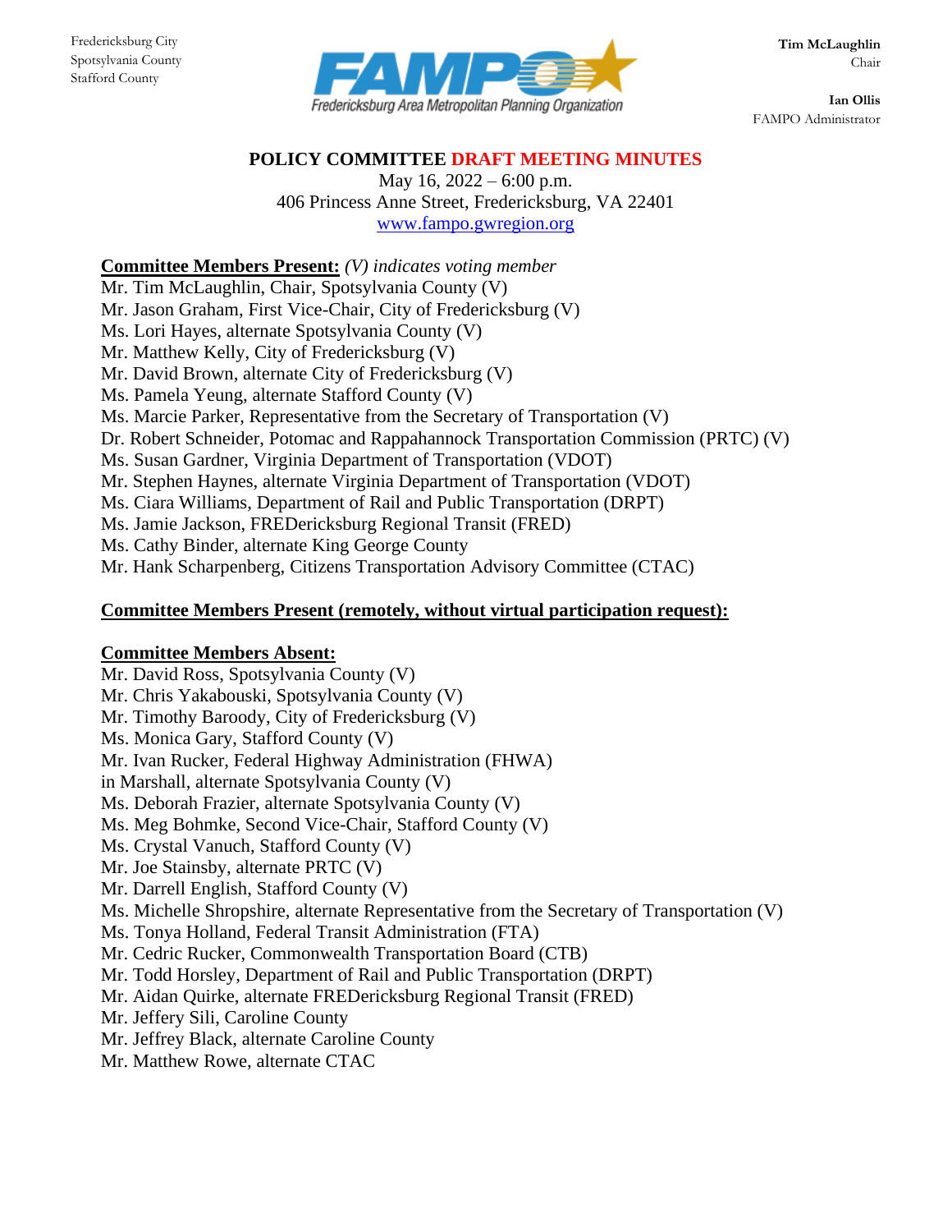Fredericksburg City
Spotsylvania County
Stafford County

FAMPO
Fredericksburg Area Metropolitan Planning Organization

**Tim McLaughlin**
Chair

**Ian Ollis**
FAMPO Administrator

## POLICY COMMITTEE DRAFT MEETING MINUTES

May 16, 2022 – 6:00 p.m.
406 Princess Anne Street, Fredericksburg, VA 22401
www.fampo.gwregion.org

**Committee Members Present:** *(V) indicates voting member*

Mr. Tim McLaughlin, Chair, Spotsylvania County (V)
Mr. Jason Graham, First Vice-Chair, City of Fredericksburg (V)
Ms. Lori Hayes, alternate Spotsylvania County (V)
Mr. Matthew Kelly, City of Fredericksburg (V)
Mr. David Brown, alternate City of Fredericksburg (V)
Ms. Pamela Yeung, alternate Stafford County (V)
Ms. Marcie Parker, Representative from the Secretary of Transportation (V)
Dr. Robert Schneider, Potomac and Rappahannock Transportation Commission (PRTC) (V)
Ms. Susan Gardner, Virginia Department of Transportation (VDOT)
Mr. Stephen Haynes, alternate Virginia Department of Transportation (VDOT)
Ms. Ciara Williams, Department of Rail and Public Transportation (DRPT)
Ms. Jamie Jackson, FREDericksburg Regional Transit (FRED)
Ms. Cathy Binder, alternate King George County
Mr. Hank Scharpenberg, Citizens Transportation Advisory Committee (CTAC)

**Committee Members Present (remotely, without virtual participation request):**

**Committee Members Absent:**

Mr. David Ross, Spotsylvania County (V)
Mr. Chris Yakabouski, Spotsylvania County (V)
Mr. Timothy Baroody, City of Fredericksburg (V)
Ms. Monica Gary, Stafford County (V)
Mr. Ivan Rucker, Federal Highway Administration (FHWA)
in Marshall, alternate Spotsylvania County (V)
Ms. Deborah Frazier, alternate Spotsylvania County (V)
Ms. Meg Bohmke, Second Vice-Chair, Stafford County (V)
Ms. Crystal Vanuch, Stafford County (V)
Mr. Joe Stainsby, alternate PRTC (V)
Mr. Darrell English, Stafford County (V)
Ms. Michelle Shropshire, alternate Representative from the Secretary of Transportation (V)
Ms. Tonya Holland, Federal Transit Administration (FTA)
Mr. Cedric Rucker, Commonwealth Transportation Board (CTB)
Mr. Todd Horsley, Department of Rail and Public Transportation (DRPT)
Mr. Aidan Quirke, alternate FREDericksburg Regional Transit (FRED)
Mr. Jeffery Sili, Caroline County
Mr. Jeffrey Black, alternate Caroline County
Mr. Matthew Rowe, alternate CTAC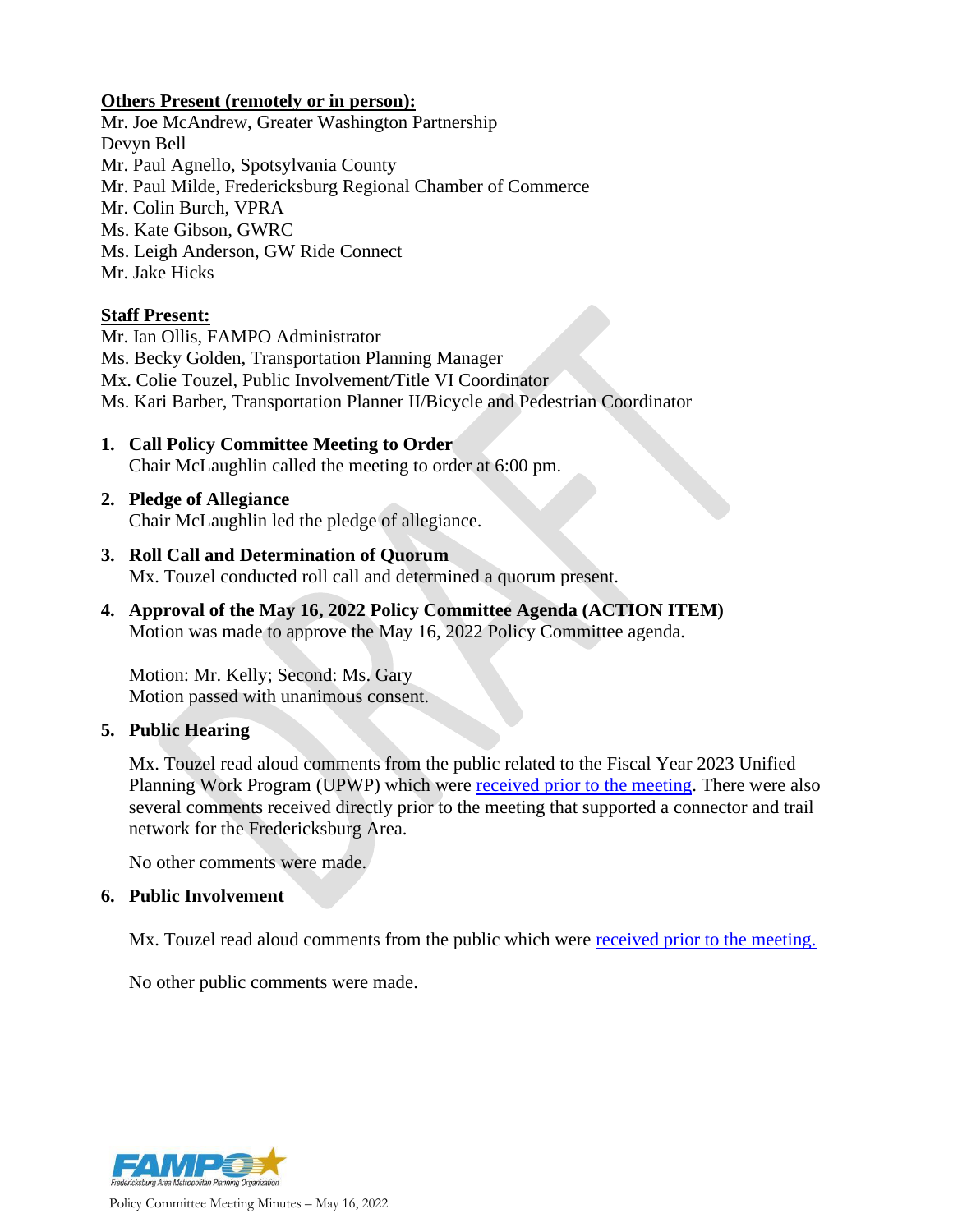**Others Present (remotely or in person):**

Mr. Joe McAndrew, Greater Washington Partnership
Devyn Bell
Mr. Paul Agnello, Spotsylvania County
Mr. Paul Milde, Fredericksburg Regional Chamber of Commerce
Mr. Colin Burch, VPRA
Ms. Kate Gibson, GWRC
Ms. Leigh Anderson, GW Ride Connect
Mr. Jake Hicks

**Staff Present:**

Mr. Ian Ollis, FAMPO Administrator
Ms. Becky Golden, Transportation Planning Manager
Mx. Colie Touzel, Public Involvement/Title VI Coordinator
Ms. Kari Barber, Transportation Planner II/Bicycle and Pedestrian Coordinator

1. **Call Policy Committee Meeting to Order**
   Chair McLaughlin called the meeting to order at 6:00 pm.

2. **Pledge of Allegiance**
   Chair McLaughlin led the pledge of allegiance.

3. **Roll Call and Determination of Quorum**
   Mx. Touzel conducted roll call and determined a quorum present.

4. **Approval of the May 16, 2022 Policy Committee Agenda (ACTION ITEM)**
   Motion was made to approve the May 16, 2022 Policy Committee agenda.

   Motion: Mr. Kelly; Second: Ms. Gary
   Motion passed with unanimous consent.

5. **Public Hearing**

   Mx. Touzel read aloud comments from the public related to the Fiscal Year 2023 Unified Planning Work Program (UPWP) which were received prior to the meeting. There were also several comments received directly prior to the meeting that supported a connector and trail network for the Fredericksburg Area.

   No other comments were made.

6. **Public Involvement**

   Mx. Touzel read aloud comments from the public which were received prior to the meeting.

   No other public comments were made.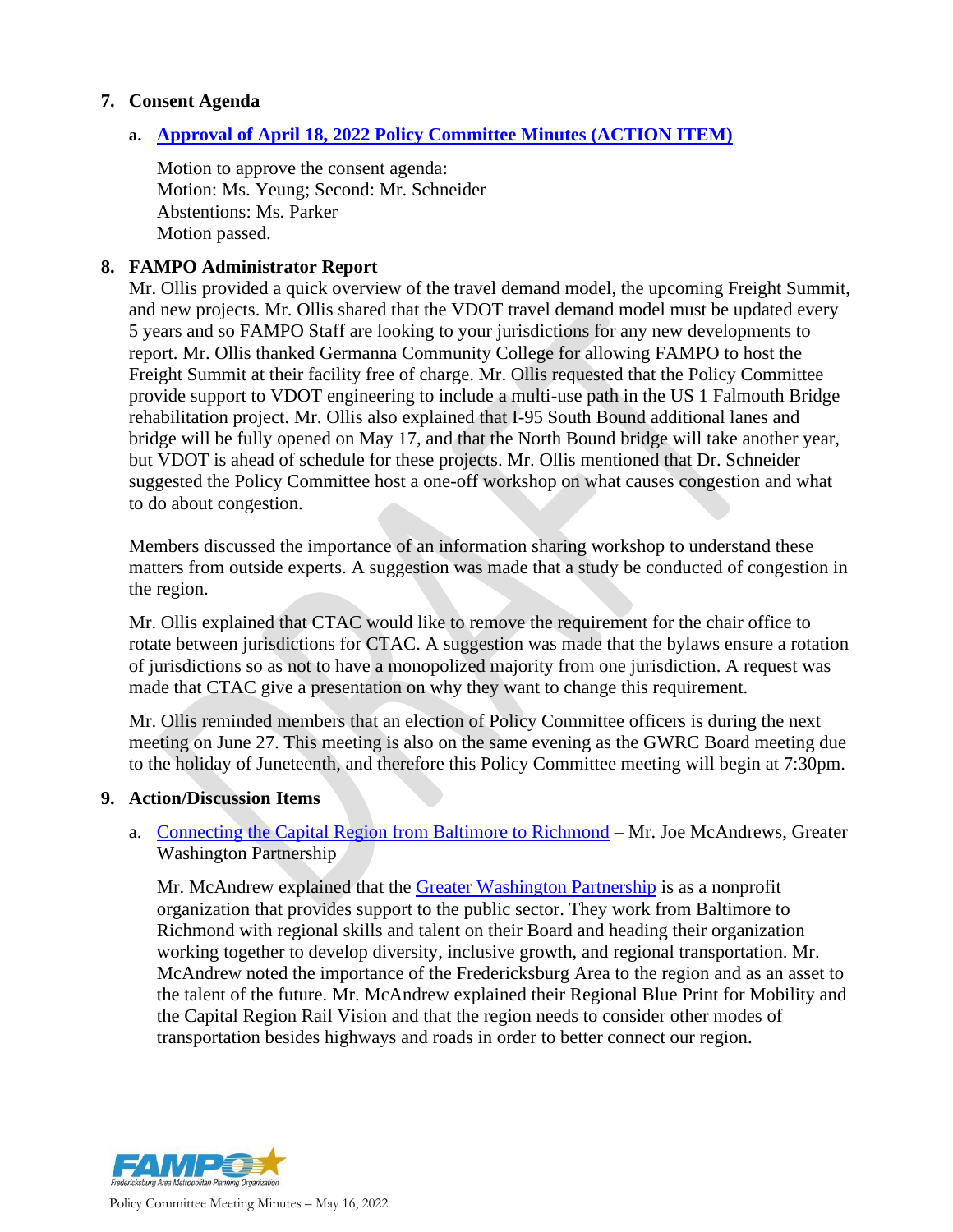## 7. Consent Agenda

### a. Approval of April 18, 2022 Policy Committee Minutes (ACTION ITEM)

Motion to approve the consent agenda:
Motion: Ms. Yeung; Second: Mr. Schneider
Abstentions: Ms. Parker
Motion passed.

## 8. FAMPO Administrator Report

Mr. Ollis provided a quick overview of the travel demand model, the upcoming Freight Summit, and new projects. Mr. Ollis shared that the VDOT travel demand model must be updated every 5 years and so FAMPO Staff are looking to your jurisdictions for any new developments to report. Mr. Ollis thanked Germanna Community College for allowing FAMPO to host the Freight Summit at their facility free of charge. Mr. Ollis requested that the Policy Committee provide support to VDOT engineering to include a multi-use path in the US 1 Falmouth Bridge rehabilitation project. Mr. Ollis also explained that I-95 South Bound additional lanes and bridge will be fully opened on May 17, and that the North Bound bridge will take another year, but VDOT is ahead of schedule for these projects. Mr. Ollis mentioned that Dr. Schneider suggested the Policy Committee host a one-off workshop on what causes congestion and what to do about congestion.

Members discussed the importance of an information sharing workshop to understand these matters from outside experts. A suggestion was made that a study be conducted of congestion in the region.

Mr. Ollis explained that CTAC would like to remove the requirement for the chair office to rotate between jurisdictions for CTAC. A suggestion was made that the bylaws ensure a rotation of jurisdictions so as not to have a monopolized majority from one jurisdiction. A request was made that CTAC give a presentation on why they want to change this requirement.

Mr. Ollis reminded members that an election of Policy Committee officers is during the next meeting on June 27. This meeting is also on the same evening as the GWRC Board meeting due to the holiday of Juneteenth, and therefore this Policy Committee meeting will begin at 7:30pm.

## 9. Action/Discussion Items

a. Connecting the Capital Region from Baltimore to Richmond – Mr. Joe McAndrews, Greater Washington Partnership

Mr. McAndrew explained that the Greater Washington Partnership is as a nonprofit organization that provides support to the public sector. They work from Baltimore to Richmond with regional skills and talent on their Board and heading their organization working together to develop diversity, inclusive growth, and regional transportation. Mr. McAndrew noted the importance of the Fredericksburg Area to the region and as an asset to the talent of the future. Mr. McAndrew explained their Regional Blue Print for Mobility and the Capital Region Rail Vision and that the region needs to consider other modes of transportation besides highways and roads in order to better connect our region.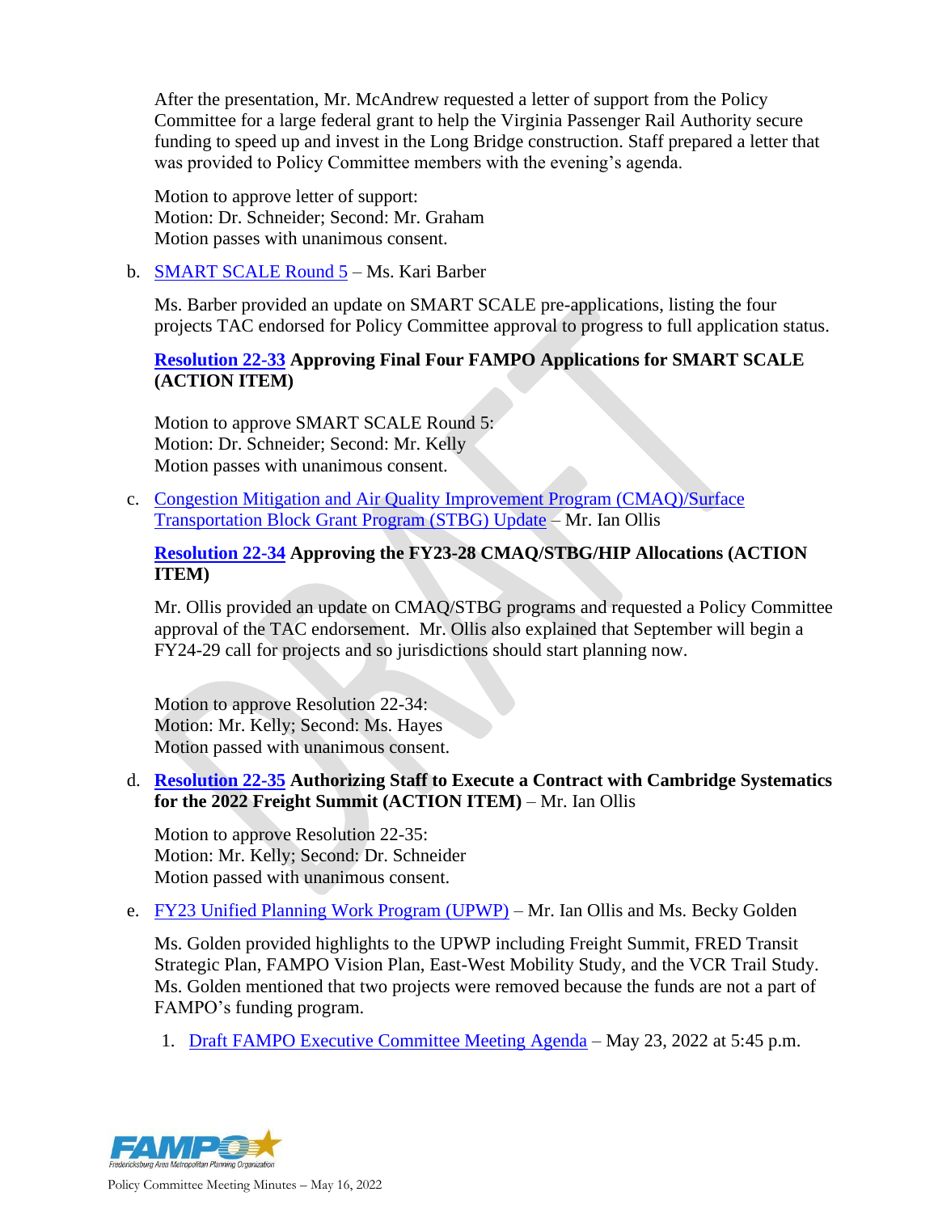After the presentation, Mr. McAndrew requested a letter of support from the Policy Committee for a large federal grant to help the Virginia Passenger Rail Authority secure funding to speed up and invest in the Long Bridge construction. Staff prepared a letter that was provided to Policy Committee members with the evening's agenda.

Motion to approve letter of support:
Motion: Dr. Schneider; Second: Mr. Graham
Motion passes with unanimous consent.

b. SMART SCALE Round 5 – Ms. Kari Barber

Ms. Barber provided an update on SMART SCALE pre-applications, listing the four projects TAC endorsed for Policy Committee approval to progress to full application status.

**Resolution 22-33 Approving Final Four FAMPO Applications for SMART SCALE (ACTION ITEM)**

Motion to approve SMART SCALE Round 5:
Motion: Dr. Schneider; Second: Mr. Kelly
Motion passes with unanimous consent.

c. Congestion Mitigation and Air Quality Improvement Program (CMAQ)/Surface Transportation Block Grant Program (STBG) Update – Mr. Ian Ollis

**Resolution 22-34 Approving the FY23-28 CMAQ/STBG/HIP Allocations (ACTION ITEM)**

Mr. Ollis provided an update on CMAQ/STBG programs and requested a Policy Committee approval of the TAC endorsement. Mr. Ollis also explained that September will begin a FY24-29 call for projects and so jurisdictions should start planning now.

Motion to approve Resolution 22-34:
Motion: Mr. Kelly; Second: Ms. Hayes
Motion passed with unanimous consent.

d. **Resolution 22-35 Authorizing Staff to Execute a Contract with Cambridge Systematics for the 2022 Freight Summit (ACTION ITEM)** – Mr. Ian Ollis

Motion to approve Resolution 22-35:
Motion: Mr. Kelly; Second: Dr. Schneider
Motion passed with unanimous consent.

e. FY23 Unified Planning Work Program (UPWP) – Mr. Ian Ollis and Ms. Becky Golden

Ms. Golden provided highlights to the UPWP including Freight Summit, FRED Transit Strategic Plan, FAMPO Vision Plan, East-West Mobility Study, and the VCR Trail Study. Ms. Golden mentioned that two projects were removed because the funds are not a part of FAMPO's funding program.

1. Draft FAMPO Executive Committee Meeting Agenda – May 23, 2022 at 5:45 p.m.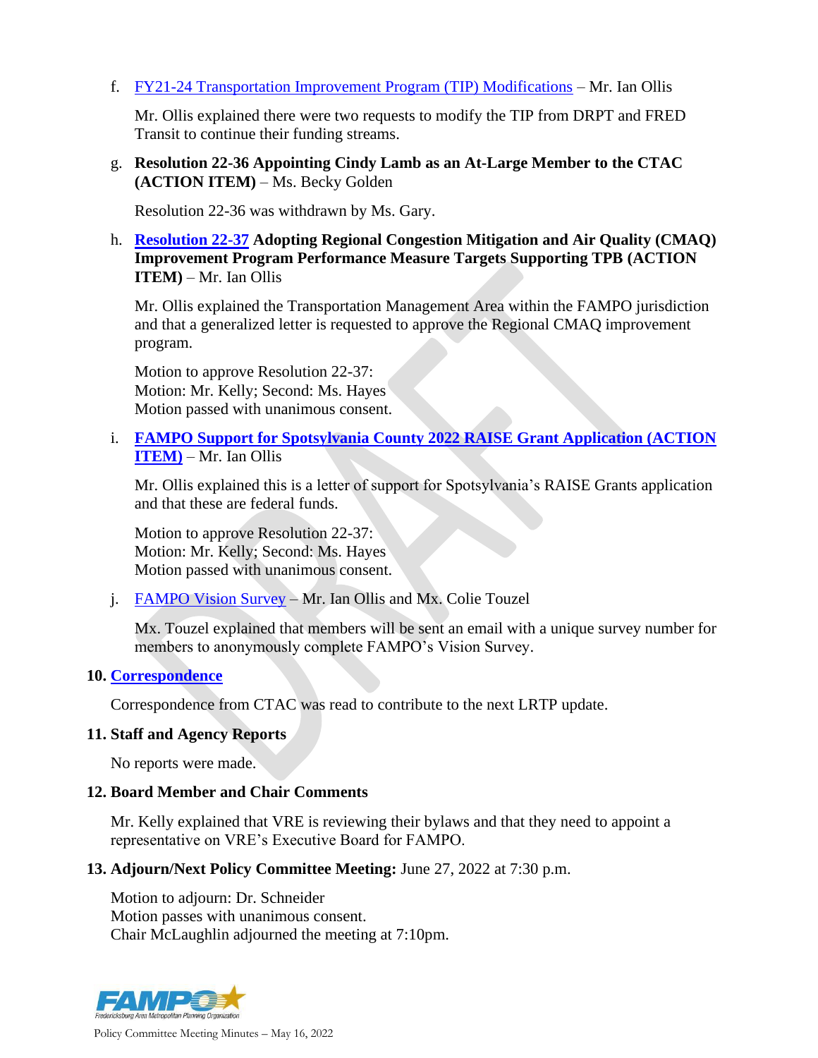f. FY21-24 Transportation Improvement Program (TIP) Modifications – Mr. Ian Ollis

   Mr. Ollis explained there were two requests to modify the TIP from DRPT and FRED Transit to continue their funding streams.

g. **Resolution 22-36 Appointing Cindy Lamb as an At-Large Member to the CTAC (ACTION ITEM)** – Ms. Becky Golden

   Resolution 22-36 was withdrawn by Ms. Gary.

h. **Resolution 22-37 Adopting Regional Congestion Mitigation and Air Quality (CMAQ) Improvement Program Performance Measure Targets Supporting TPB (ACTION ITEM)** – Mr. Ian Ollis

   Mr. Ollis explained the Transportation Management Area within the FAMPO jurisdiction and that a generalized letter is requested to approve the Regional CMAQ improvement program.

   Motion to approve Resolution 22-37:
   Motion: Mr. Kelly; Second: Ms. Hayes
   Motion passed with unanimous consent.

i. **FAMPO Support for Spotsylvania County 2022 RAISE Grant Application (ACTION ITEM)** – Mr. Ian Ollis

   Mr. Ollis explained this is a letter of support for Spotsylvania's RAISE Grants application and that these are federal funds.

   Motion to approve Resolution 22-37:
   Motion: Mr. Kelly; Second: Ms. Hayes
   Motion passed with unanimous consent.

j. FAMPO Vision Survey – Mr. Ian Ollis and Mx. Colie Touzel

   Mx. Touzel explained that members will be sent an email with a unique survey number for members to anonymously complete FAMPO's Vision Survey.

**10. Correspondence**

Correspondence from CTAC was read to contribute to the next LRTP update.

**11. Staff and Agency Reports**

No reports were made.

**12. Board Member and Chair Comments**

Mr. Kelly explained that VRE is reviewing their bylaws and that they need to appoint a representative on VRE's Executive Board for FAMPO.

**13. Adjourn/Next Policy Committee Meeting:** June 27, 2022 at 7:30 p.m.

Motion to adjourn: Dr. Schneider
Motion passes with unanimous consent.
Chair McLaughlin adjourned the meeting at 7:10pm.